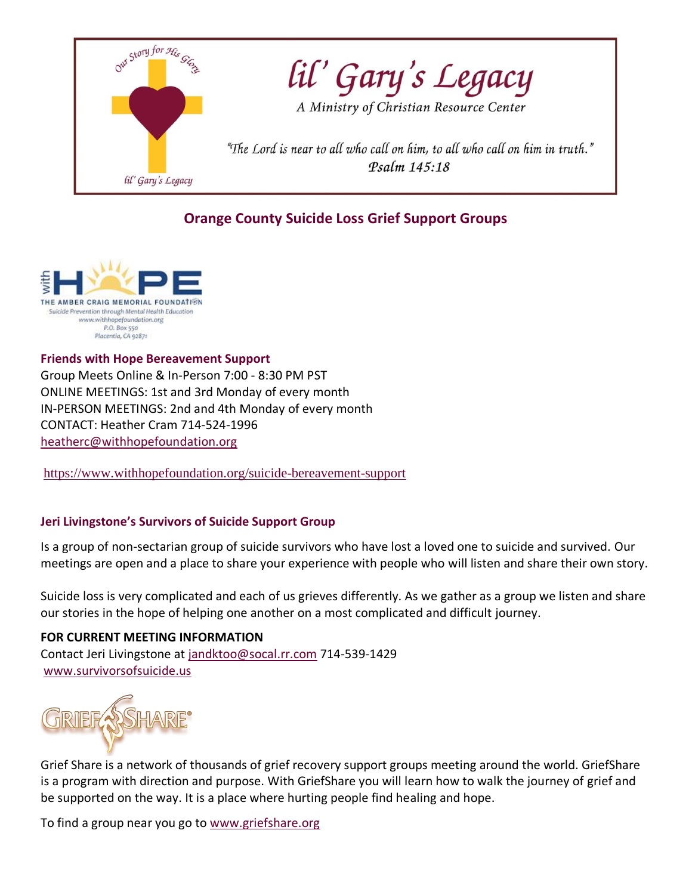# lil' Gary's Legacy

*A Ministry of Christian Resource Center*

*"The Lord is near to all who call on him, to all who call on him in truth."*
*Psalm 145:18*

## Orange County Suicide Loss Grief Support Groups

with HOPE
THE AMBER CRAIG MEMORIAL FOUNDATION
Suicide Prevention through Mental Health Education
www.withhopefoundation.org
P.O. Box 550
Placentia, CA 92871

### Friends with Hope Bereavement Support

Group Meets Online & In-Person 7:00 - 8:30 PM PST
ONLINE MEETINGS: 1st and 3rd Monday of every month
IN-PERSON MEETINGS: 2nd and 4th Monday of every month
CONTACT: Heather Cram 714-524-1996
heatherc@withhopefoundation.org

https://www.withhopefoundation.org/suicide-bereavement-support

### Jeri Livingstone's Survivors of Suicide Support Group

Is a group of non-sectarian group of suicide survivors who have lost a loved one to suicide and survived. Our meetings are open and a place to share your experience with people who will listen and share their own story.

Suicide loss is very complicated and each of us grieves differently. As we gather as a group we listen and share our stories in the hope of helping one another on a most complicated and difficult journey.

**FOR CURRENT MEETING INFORMATION**
Contact Jeri Livingstone at jandktoo@socal.rr.com 714-539-1429
www.survivorsofsuicide.us

GRIEFSHARE®

Grief Share is a network of thousands of grief recovery support groups meeting around the world. GriefShare is a program with direction and purpose. With GriefShare you will learn how to walk the journey of grief and be supported on the way. It is a place where hurting people find healing and hope.

To find a group near you go to www.griefshare.org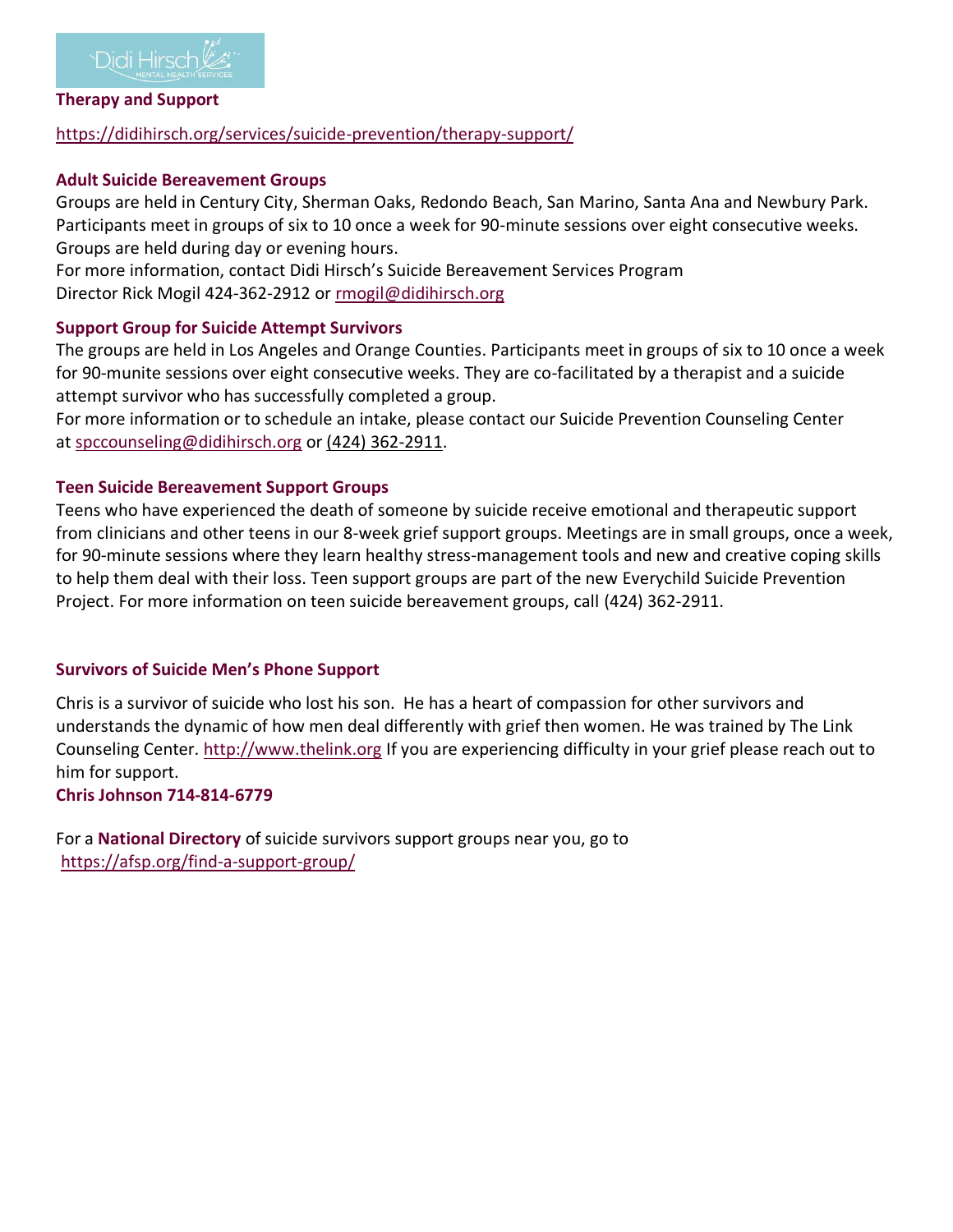**Therapy and Support**

https://didihirsch.org/services/suicide-prevention/therapy-support/

**Adult Suicide Bereavement Groups**

Groups are held in Century City, Sherman Oaks, Redondo Beach, San Marino, Santa Ana and Newbury Park. Participants meet in groups of six to 10 once a week for 90-minute sessions over eight consecutive weeks. Groups are held during day or evening hours.
For more information, contact Didi Hirsch's Suicide Bereavement Services Program Director Rick Mogil 424-362-2912 or rmogil@didihirsch.org

**Support Group for Suicide Attempt Survivors**

The groups are held in Los Angeles and Orange Counties. Participants meet in groups of six to 10 once a week for 90-munite sessions over eight consecutive weeks. They are co-facilitated by a therapist and a suicide attempt survivor who has successfully completed a group.
For more information or to schedule an intake, please contact our Suicide Prevention Counseling Center at spccounseling@didihirsch.org or (424) 362-2911.

**Teen Suicide Bereavement Support Groups**

Teens who have experienced the death of someone by suicide receive emotional and therapeutic support from clinicians and other teens in our 8-week grief support groups. Meetings are in small groups, once a week, for 90-minute sessions where they learn healthy stress-management tools and new and creative coping skills to help them deal with their loss. Teen support groups are part of the new Everychild Suicide Prevention Project. For more information on teen suicide bereavement groups, call (424) 362-2911.

**Survivors of Suicide Men's Phone Support**

Chris is a survivor of suicide who lost his son. He has a heart of compassion for other survivors and understands the dynamic of how men deal differently with grief then women. He was trained by The Link Counseling Center. http://www.thelink.org If you are experiencing difficulty in your grief please reach out to him for support.

**Chris Johnson 714-814-6779**

For a **National Directory** of suicide survivors support groups near you, go to https://afsp.org/find-a-support-group/